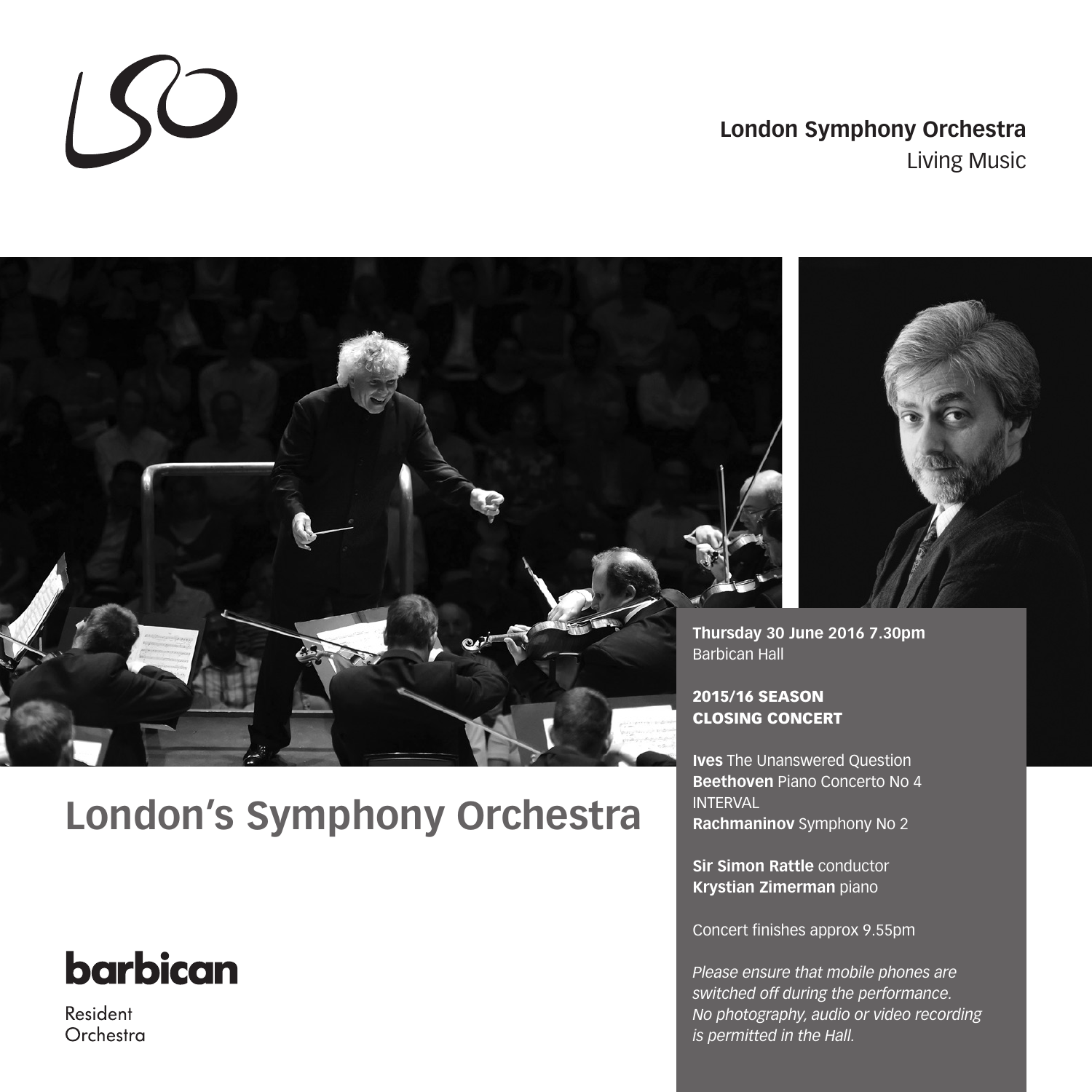LSO

**London Symphony Orchestra**
Living Music

# London's Symphony Orchestra

**Thursday 30 June 2016 7.30pm**
Barbican Hall

**2015/16 SEASON**
**CLOSING CONCERT**

**Ives** The Unanswered Question
**Beethoven** Piano Concerto No 4
INTERVAL
**Rachmaninov** Symphony No 2

**Sir Simon Rattle** conductor
**Krystian Zimerman** piano

Concert finishes approx 9.55pm

*Please ensure that mobile phones are switched off during the performance. No photography, audio or video recording is permitted in the Hall.*

**barbican**
Resident Orchestra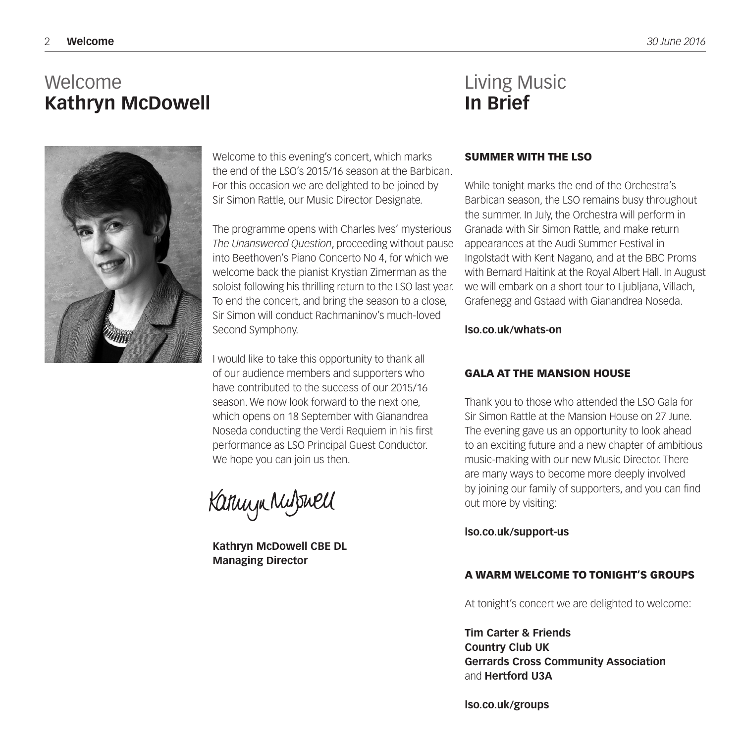# Welcome **Kathryn McDowell**

Welcome to this evening's concert, which marks the end of the LSO's 2015/16 season at the Barbican. For this occasion we are delighted to be joined by Sir Simon Rattle, our Music Director Designate.

The programme opens with Charles Ives' mysterious *The Unanswered Question*, proceeding without pause into Beethoven's Piano Concerto No 4, for which we welcome back the pianist Krystian Zimerman as the soloist following his thrilling return to the LSO last year. To end the concert, and bring the season to a close, Sir Simon will conduct Rachmaninov's much-loved Second Symphony.

I would like to take this opportunity to thank all of our audience members and supporters who have contributed to the success of our 2015/16 season. We now look forward to the next one, which opens on 18 September with Gianandrea Noseda conducting the Verdi Requiem in his first performance as LSO Principal Guest Conductor. We hope you can join us then.

**Kathryn McDowell CBE DL**
**Managing Director**

# Living Music **In Brief**

## SUMMER WITH THE LSO

While tonight marks the end of the Orchestra's Barbican season, the LSO remains busy throughout the summer. In July, the Orchestra will perform in Granada with Sir Simon Rattle, and make return appearances at the Audi Summer Festival in Ingolstadt with Kent Nagano, and at the BBC Proms with Bernard Haitink at the Royal Albert Hall. In August we will embark on a short tour to Ljubljana, Villach, Grafenegg and Gstaad with Gianandrea Noseda.

**lso.co.uk/whats-on**

## GALA AT THE MANSION HOUSE

Thank you to those who attended the LSO Gala for Sir Simon Rattle at the Mansion House on 27 June. The evening gave us an opportunity to look ahead to an exciting future and a new chapter of ambitious music-making with our new Music Director. There are many ways to become more deeply involved by joining our family of supporters, and you can find out more by visiting:

**lso.co.uk/support-us**

## A WARM WELCOME TO TONIGHT'S GROUPS

At tonight's concert we are delighted to welcome:

**Tim Carter & Friends**
**Country Club UK**
**Gerrards Cross Community Association**
and **Hertford U3A**

**lso.co.uk/groups**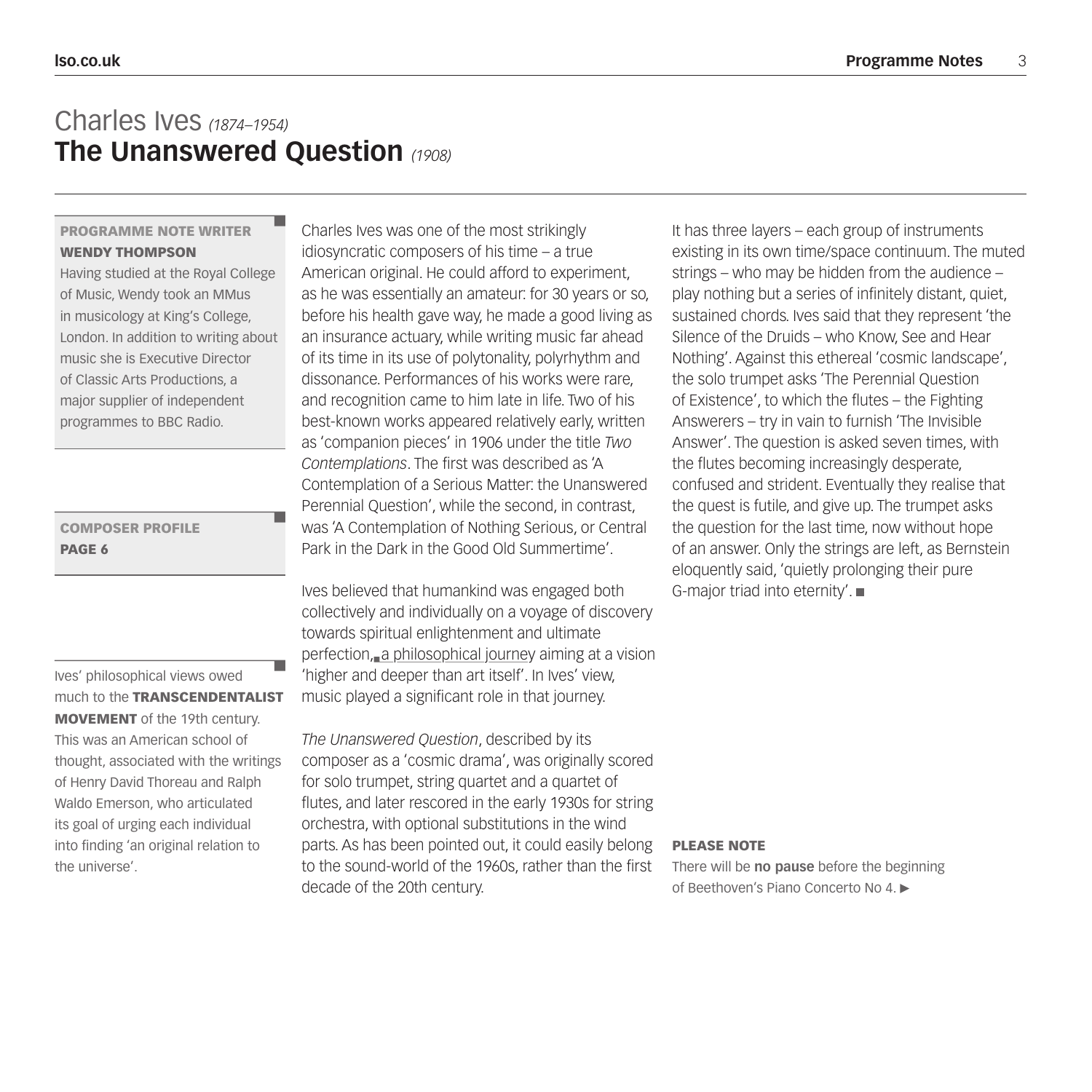# Charles Ives *(1874–1954)*
## The Unanswered Question *(1908)*

**PROGRAMME NOTE WRITER**
**WENDY THOMPSON**

Having studied at the Royal College of Music, Wendy took an MMus in musicology at King's College, London. In addition to writing about music she is Executive Director of Classic Arts Productions, a major supplier of independent programmes to BBC Radio.

**COMPOSER PROFILE**
**PAGE 6**

Ives' philosophical views owed much to the **TRANSCENDENTALIST MOVEMENT** of the 19th century. This was an American school of thought, associated with the writings of Henry David Thoreau and Ralph Waldo Emerson, who articulated its goal of urging each individual into finding 'an original relation to the universe'.

Charles Ives was one of the most strikingly idiosyncratic composers of his time – a true American original. He could afford to experiment, as he was essentially an amateur: for 30 years or so, before his health gave way, he made a good living as an insurance actuary, while writing music far ahead of its time in its use of polytonality, polyrhythm and dissonance. Performances of his works were rare, and recognition came to him late in life. Two of his best-known works appeared relatively early, written as 'companion pieces' in 1906 under the title *Two Contemplations*. The first was described as 'A Contemplation of a Serious Matter: the Unanswered Perennial Question', while the second, in contrast, was 'A Contemplation of Nothing Serious, or Central Park in the Dark in the Good Old Summertime'.

Ives believed that humankind was engaged both collectively and individually on a voyage of discovery towards spiritual enlightenment and ultimate perfection, a philosophical journey aiming at a vision 'higher and deeper than art itself'. In Ives' view, music played a significant role in that journey.

*The Unanswered Question*, described by its composer as a 'cosmic drama', was originally scored for solo trumpet, string quartet and a quartet of flutes, and later rescored in the early 1930s for string orchestra, with optional substitutions in the wind parts. As has been pointed out, it could easily belong to the sound-world of the 1960s, rather than the first decade of the 20th century.

It has three layers – each group of instruments existing in its own time/space continuum. The muted strings – who may be hidden from the audience – play nothing but a series of infinitely distant, quiet, sustained chords. Ives said that they represent 'the Silence of the Druids – who Know, See and Hear Nothing'. Against this ethereal 'cosmic landscape', the solo trumpet asks 'The Perennial Question of Existence', to which the flutes – the Fighting Answerers – try in vain to furnish 'The Invisible Answer'. The question is asked seven times, with the flutes becoming increasingly desperate, confused and strident. Eventually they realise that the quest is futile, and give up. The trumpet asks the question for the last time, now without hope of an answer. Only the strings are left, as Bernstein eloquently said, 'quietly prolonging their pure G-major triad into eternity'. ■

**PLEASE NOTE**
There will be **no pause** before the beginning of Beethoven's Piano Concerto No 4. ▶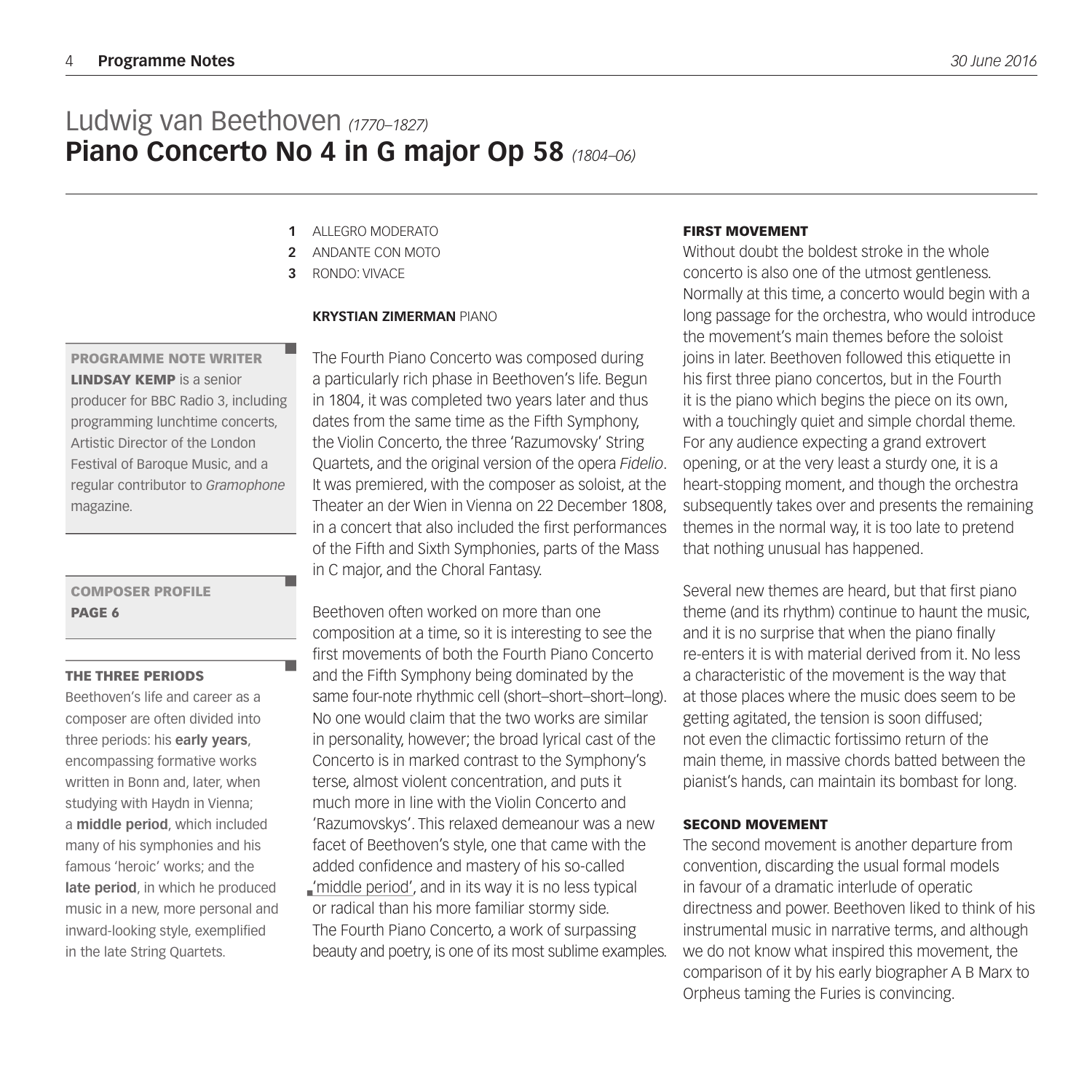# Ludwig van Beethoven *(1770–1827)*
# Piano Concerto No 4 in G major Op 58 *(1804–06)*

**1** ALLEGRO MODERATO
**2** ANDANTE CON MOTO
**3** RONDO: VIVACE

**KRYSTIAN ZIMERMAN** PIANO

The Fourth Piano Concerto was composed during a particularly rich phase in Beethoven's life. Begun in 1804, it was completed two years later and thus dates from the same time as the Fifth Symphony, the Violin Concerto, the three 'Razumovsky' String Quartets, and the original version of the opera *Fidelio*. It was premiered, with the composer as soloist, at the Theater an der Wien in Vienna on 22 December 1808, in a concert that also included the first performances of the Fifth and Sixth Symphonies, parts of the Mass in C major, and the Choral Fantasy.

Beethoven often worked on more than one composition at a time, so it is interesting to see the first movements of both the Fourth Piano Concerto and the Fifth Symphony being dominated by the same four-note rhythmic cell (short–short–short–long). No one would claim that the two works are similar in personality, however; the broad lyrical cast of the Concerto is in marked contrast to the Symphony's terse, almost violent concentration, and puts it much more in line with the Violin Concerto and 'Razumovskys'. This relaxed demeanour was a new facet of Beethoven's style, one that came with the added confidence and mastery of his so-called 'middle period', and in its way it is no less typical or radical than his more familiar stormy side. The Fourth Piano Concerto, a work of surpassing beauty and poetry, is one of its most sublime examples.

**PROGRAMME NOTE WRITER**
**LINDSAY KEMP** is a senior producer for BBC Radio 3, including programming lunchtime concerts, Artistic Director of the London Festival of Baroque Music, and a regular contributor to *Gramophone* magazine.

**COMPOSER PROFILE**
**PAGE 6**

**THE THREE PERIODS**
Beethoven's life and career as a composer are often divided into three periods: his **early years**, encompassing formative works written in Bonn and, later, when studying with Haydn in Vienna; a **middle period**, which included many of his symphonies and his famous 'heroic' works; and the **late period**, in which he produced music in a new, more personal and inward-looking style, exemplified in the late String Quartets.

### FIRST MOVEMENT

Without doubt the boldest stroke in the whole concerto is also one of the utmost gentleness. Normally at this time, a concerto would begin with a long passage for the orchestra, who would introduce the movement's main themes before the soloist joins in later. Beethoven followed this etiquette in his first three piano concertos, but in the Fourth it is the piano which begins the piece on its own, with a touchingly quiet and simple chordal theme. For any audience expecting a grand extrovert opening, or at the very least a sturdy one, it is a heart-stopping moment, and though the orchestra subsequently takes over and presents the remaining themes in the normal way, it is too late to pretend that nothing unusual has happened.

Several new themes are heard, but that first piano theme (and its rhythm) continue to haunt the music, and it is no surprise that when the piano finally re-enters it is with material derived from it. No less a characteristic of the movement is the way that at those places where the music does seem to be getting agitated, the tension is soon diffused; not even the climactic fortissimo return of the main theme, in massive chords batted between the pianist's hands, can maintain its bombast for long.

### SECOND MOVEMENT

The second movement is another departure from convention, discarding the usual formal models in favour of a dramatic interlude of operatic directness and power. Beethoven liked to think of his instrumental music in narrative terms, and although we do not know what inspired this movement, the comparison of it by his early biographer A B Marx to Orpheus taming the Furies is convincing.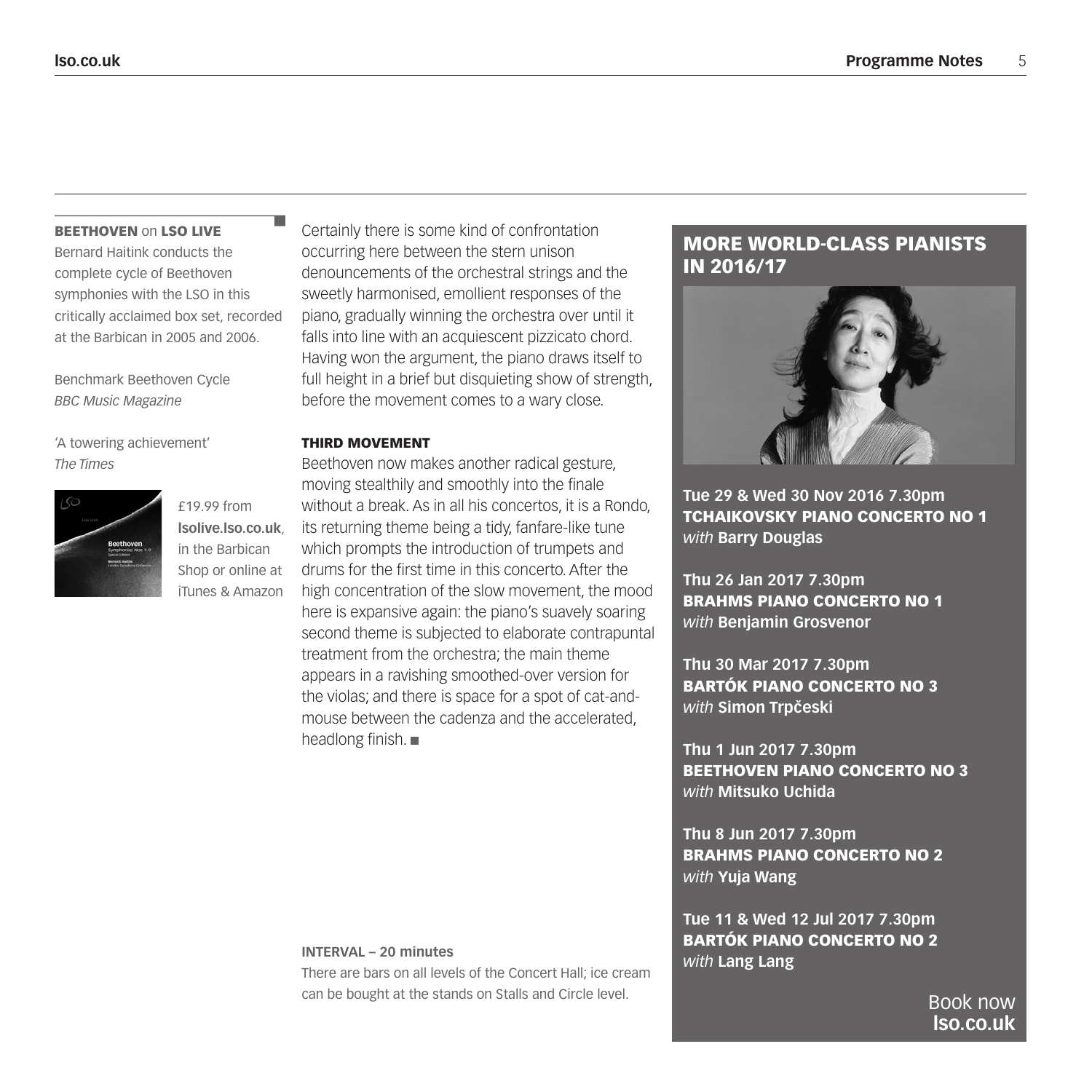**BEETHOVEN** on **LSO LIVE**

Bernard Haitink conducts the complete cycle of Beethoven symphonies with the LSO in this critically acclaimed box set, recorded at the Barbican in 2005 and 2006.

Benchmark Beethoven Cycle
*BBC Music Magazine*

'A towering achievement'
*The Times*

£19.99 from **lsolive.lso.co.uk**, in the Barbican Shop or online at iTunes & Amazon

Certainly there is some kind of confrontation occurring here between the stern unison denouncements of the orchestral strings and the sweetly harmonised, emollient responses of the piano, gradually winning the orchestra over until it falls into line with an acquiescent pizzicato chord. Having won the argument, the piano draws itself to full height in a brief but disquieting show of strength, before the movement comes to a wary close.

### THIRD MOVEMENT

Beethoven now makes another radical gesture, moving stealthily and smoothly into the finale without a break. As in all his concertos, it is a Rondo, its returning theme being a tidy, fanfare-like tune which prompts the introduction of trumpets and drums for the first time in this concerto. After the high concentration of the slow movement, the mood here is expansive again: the piano's suavely soaring second theme is subjected to elaborate contrapuntal treatment from the orchestra; the main theme appears in a ravishing smoothed-over version for the violas; and there is space for a spot of cat-and-mouse between the cadenza and the accelerated, headlong finish. ■

**INTERVAL – 20 minutes**

There are bars on all levels of the Concert Hall; ice cream can be bought at the stands on Stalls and Circle level.

## MORE WORLD-CLASS PIANISTS IN 2016/17

**Tue 29 & Wed 30 Nov 2016 7.30pm**
**TCHAIKOVSKY PIANO CONCERTO NO 1**
*with* **Barry Douglas**

**Thu 26 Jan 2017 7.30pm**
**BRAHMS PIANO CONCERTO NO 1**
*with* **Benjamin Grosvenor**

**Thu 30 Mar 2017 7.30pm**
**BARTÓK PIANO CONCERTO NO 3**
*with* **Simon Trpčeski**

**Thu 1 Jun 2017 7.30pm**
**BEETHOVEN PIANO CONCERTO NO 3**
*with* **Mitsuko Uchida**

**Thu 8 Jun 2017 7.30pm**
**BRAHMS PIANO CONCERTO NO 2**
*with* **Yuja Wang**

**Tue 11 & Wed 12 Jul 2017 7.30pm**
**BARTÓK PIANO CONCERTO NO 2**
*with* **Lang Lang**

Book now
**lso.co.uk**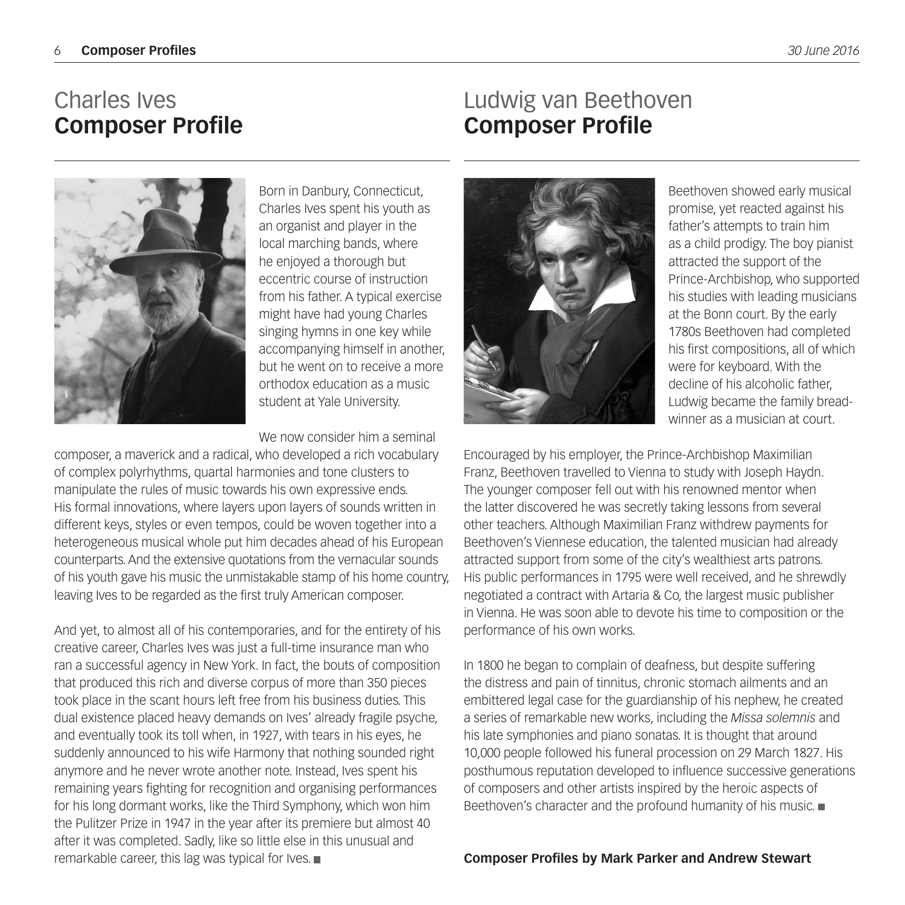# Charles Ives
## Composer Profile

Born in Danbury, Connecticut, Charles Ives spent his youth as an organist and player in the local marching bands, where he enjoyed a thorough but eccentric course of instruction from his father. A typical exercise might have had young Charles singing hymns in one key while accompanying himself in another, but he went on to receive a more orthodox education as a music student at Yale University.

We now consider him a seminal composer, a maverick and a radical, who developed a rich vocabulary of complex polyrhythms, quartal harmonies and tone clusters to manipulate the rules of music towards his own expressive ends. His formal innovations, where layers upon layers of sounds written in different keys, styles or even tempos, could be woven together into a heterogeneous musical whole put him decades ahead of his European counterparts. And the extensive quotations from the vernacular sounds of his youth gave his music the unmistakable stamp of his home country, leaving Ives to be regarded as the first truly American composer.

And yet, to almost all of his contemporaries, and for the entirety of his creative career, Charles Ives was just a full-time insurance man who ran a successful agency in New York. In fact, the bouts of composition that produced this rich and diverse corpus of more than 350 pieces took place in the scant hours left free from his business duties. This dual existence placed heavy demands on Ives' already fragile psyche, and eventually took its toll when, in 1927, with tears in his eyes, he suddenly announced to his wife Harmony that nothing sounded right anymore and he never wrote another note. Instead, Ives spent his remaining years fighting for recognition and organising performances for his long dormant works, like the Third Symphony, which won him the Pulitzer Prize in 1947 in the year after its premiere but almost 40 after it was completed. Sadly, like so little else in this unusual and remarkable career, this lag was typical for Ives. ■

# Ludwig van Beethoven
## Composer Profile

Beethoven showed early musical promise, yet reacted against his father's attempts to train him as a child prodigy. The boy pianist attracted the support of the Prince-Archbishop, who supported his studies with leading musicians at the Bonn court. By the early 1780s Beethoven had completed his first compositions, all of which were for keyboard. With the decline of his alcoholic father, Ludwig became the family bread-winner as a musician at court.

Encouraged by his employer, the Prince-Archbishop Maximilian Franz, Beethoven travelled to Vienna to study with Joseph Haydn. The younger composer fell out with his renowned mentor when the latter discovered he was secretly taking lessons from several other teachers. Although Maximilian Franz withdrew payments for Beethoven's Viennese education, the talented musician had already attracted support from some of the city's wealthiest arts patrons. His public performances in 1795 were well received, and he shrewdly negotiated a contract with Artaria & Co, the largest music publisher in Vienna. He was soon able to devote his time to composition or the performance of his own works.

In 1800 he began to complain of deafness, but despite suffering the distress and pain of tinnitus, chronic stomach ailments and an embittered legal case for the guardianship of his nephew, he created a series of remarkable new works, including the *Missa solemnis* and his late symphonies and piano sonatas. It is thought that around 10,000 people followed his funeral procession on 29 March 1827. His posthumous reputation developed to influence successive generations of composers and other artists inspired by the heroic aspects of Beethoven's character and the profound humanity of his music. ■

**Composer Profiles by Mark Parker and Andrew Stewart**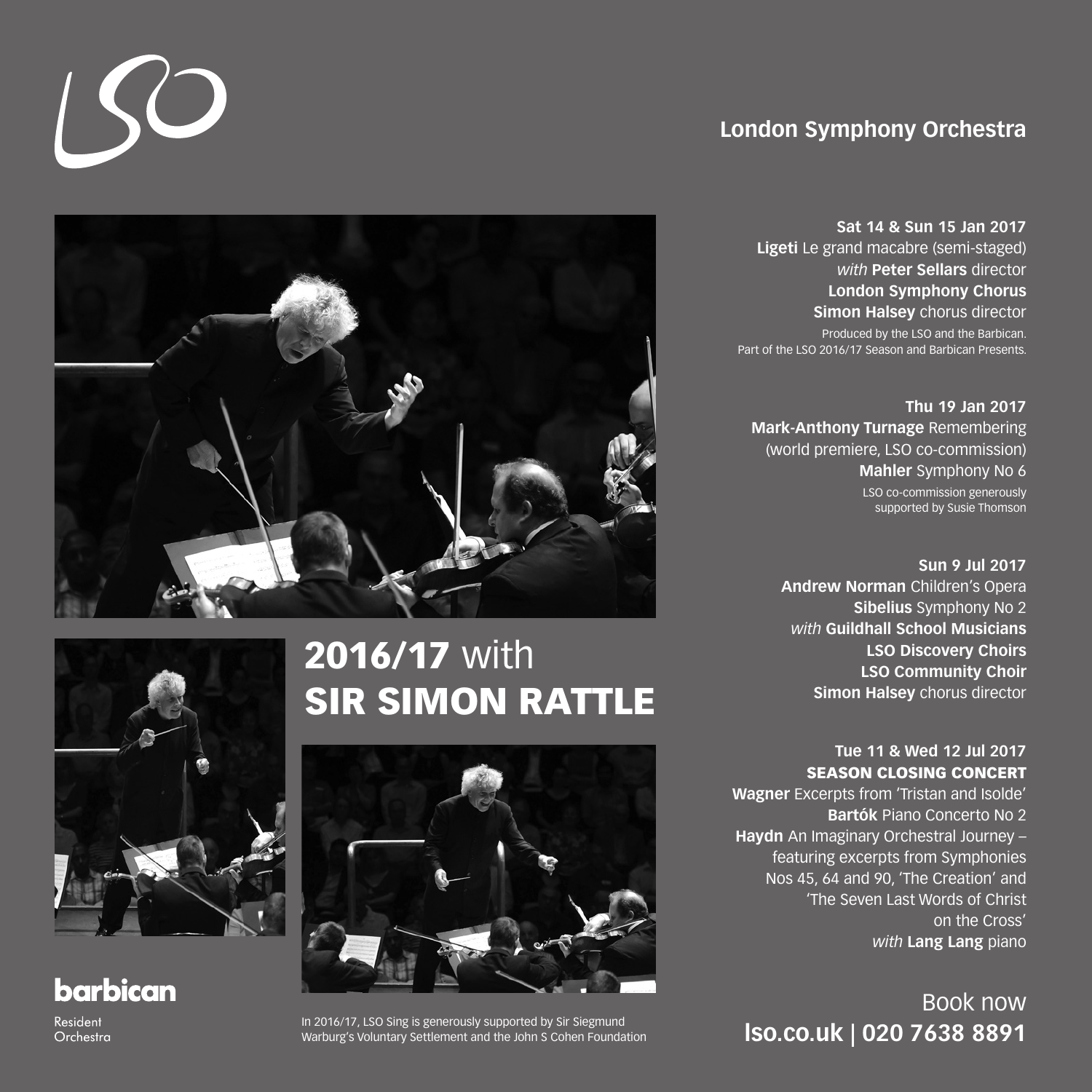LSO

**London Symphony Orchestra**

**Sat 14 & Sun 15 Jan 2017**
**Ligeti** Le grand macabre (semi-staged)
*with* **Peter Sellars** director
**London Symphony Chorus**
**Simon Halsey** chorus director

Produced by the LSO and the Barbican.
Part of the LSO 2016/17 Season and Barbican Presents.

**Thu 19 Jan 2017**
**Mark-Anthony Turnage** Remembering
(world premiere, LSO co-commission)
**Mahler** Symphony No 6

LSO co-commission generously
supported by Susie Thomson

**Sun 9 Jul 2017**
**Andrew Norman** Children's Opera
**Sibelius** Symphony No 2
*with* **Guildhall School Musicians**
**LSO Discovery Choirs**
**LSO Community Choir**
**Simon Halsey** chorus director

**Tue 11 & Wed 12 Jul 2017**
**SEASON CLOSING CONCERT**
**Wagner** Excerpts from 'Tristan and Isolde'
**Bartók** Piano Concerto No 2
**Haydn** An Imaginary Orchestral Journey – featuring excerpts from Symphonies Nos 45, 64 and 90, 'The Creation' and 'The Seven Last Words of Christ on the Cross'
*with* **Lang Lang** piano

# **2016/17** with **SIR SIMON RATTLE**

Book now
**lso.co.uk | 020 7638 8891**

**barbican**
Resident Orchestra

In 2016/17, LSO Sing is generously supported by Sir Siegmund Warburg's Voluntary Settlement and the John S Cohen Foundation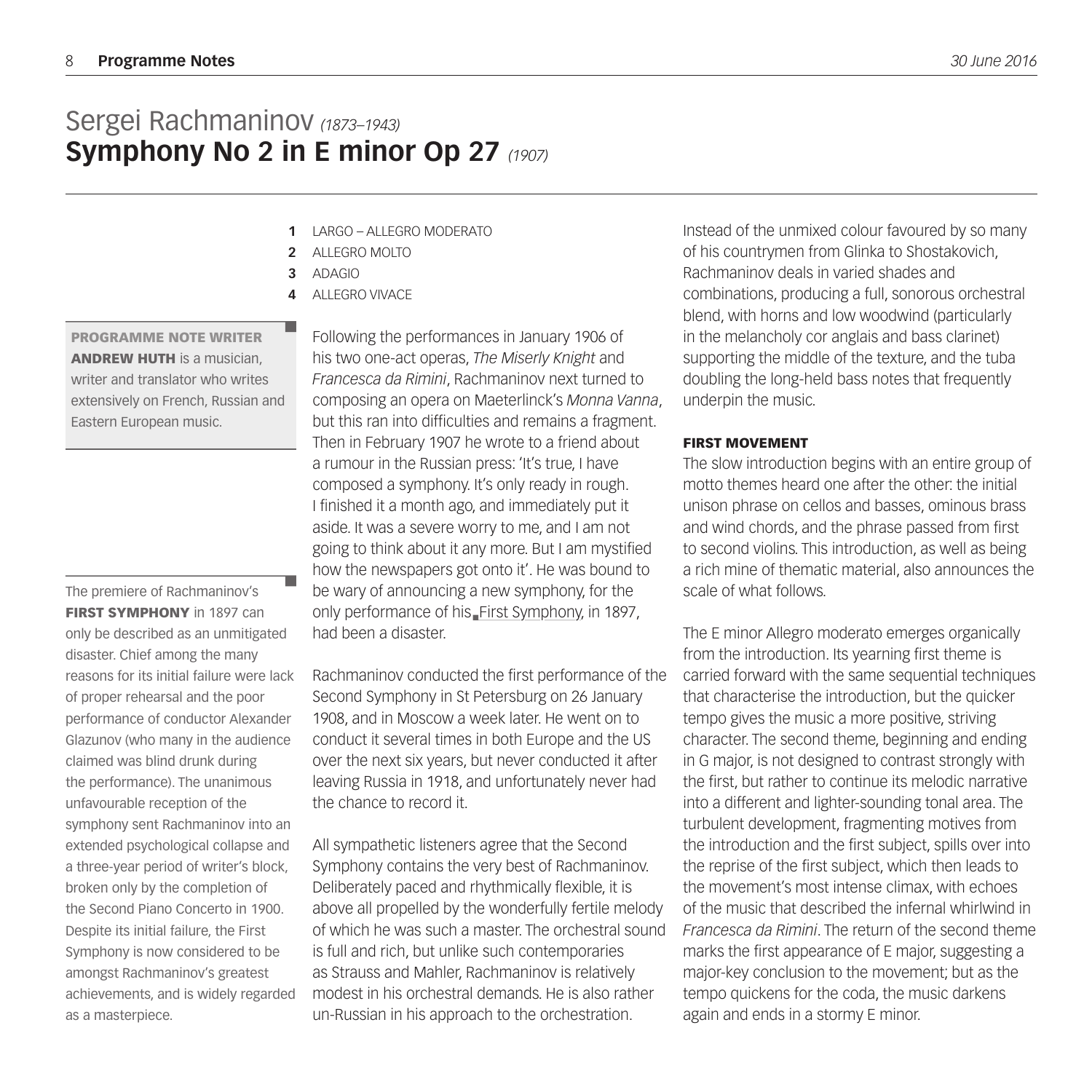# Sergei Rachmaninov *(1873–1943)*
## Symphony No 2 in E minor Op 27 *(1907)*

1. LARGO – ALLEGRO MODERATO
2. ALLEGRO MOLTO
3. ADAGIO
4. ALLEGRO VIVACE

**PROGRAMME NOTE WRITER ANDREW HUTH** is a musician, writer and translator who writes extensively on French, Russian and Eastern European music.

Following the performances in January 1906 of his two one-act operas, *The Miserly Knight* and *Francesca da Rimini*, Rachmaninov next turned to composing an opera on Maeterlinck's *Monna Vanna*, but this ran into difficulties and remains a fragment. Then in February 1907 he wrote to a friend about a rumour in the Russian press: 'It's true, I have composed a symphony. It's only ready in rough. I finished it a month ago, and immediately put it aside. It was a severe worry to me, and I am not going to think about it any more. But I am mystified how the newspapers got onto it'. He was bound to be wary of announcing a new symphony, for the only performance of his First Symphony, in 1897, had been a disaster.

The premiere of Rachmaninov's **FIRST SYMPHONY** in 1897 can only be described as an unmitigated disaster. Chief among the many reasons for its initial failure were lack of proper rehearsal and the poor performance of conductor Alexander Glazunov (who many in the audience claimed was blind drunk during the performance). The unanimous unfavourable reception of the symphony sent Rachmaninov into an extended psychological collapse and a three-year period of writer's block, broken only by the completion of the Second Piano Concerto in 1900. Despite its initial failure, the First Symphony is now considered to be amongst Rachmaninov's greatest achievements, and is widely regarded as a masterpiece.

Rachmaninov conducted the first performance of the Second Symphony in St Petersburg on 26 January 1908, and in Moscow a week later. He went on to conduct it several times in both Europe and the US over the next six years, but never conducted it after leaving Russia in 1918, and unfortunately never had the chance to record it.

All sympathetic listeners agree that the Second Symphony contains the very best of Rachmaninov. Deliberately paced and rhythmically flexible, it is above all propelled by the wonderfully fertile melody of which he was such a master. The orchestral sound is full and rich, but unlike such contemporaries as Strauss and Mahler, Rachmaninov is relatively modest in his orchestral demands. He is also rather un-Russian in his approach to the orchestration. Instead of the unmixed colour favoured by so many of his countrymen from Glinka to Shostakovich, Rachmaninov deals in varied shades and combinations, producing a full, sonorous orchestral blend, with horns and low woodwind (particularly in the melancholy cor anglais and bass clarinet) supporting the middle of the texture, and the tuba doubling the long-held bass notes that frequently underpin the music.

### FIRST MOVEMENT

The slow introduction begins with an entire group of motto themes heard one after the other: the initial unison phrase on cellos and basses, ominous brass and wind chords, and the phrase passed from first to second violins. This introduction, as well as being a rich mine of thematic material, also announces the scale of what follows.

The E minor Allegro moderato emerges organically from the introduction. Its yearning first theme is carried forward with the same sequential techniques that characterise the introduction, but the quicker tempo gives the music a more positive, striving character. The second theme, beginning and ending in G major, is not designed to contrast strongly with the first, but rather to continue its melodic narrative into a different and lighter-sounding tonal area. The turbulent development, fragmenting motives from the introduction and the first subject, spills over into the reprise of the first subject, which then leads to the movement's most intense climax, with echoes of the music that described the infernal whirlwind in *Francesca da Rimini*. The return of the second theme marks the first appearance of E major, suggesting a major-key conclusion to the movement; but as the tempo quickens for the coda, the music darkens again and ends in a stormy E minor.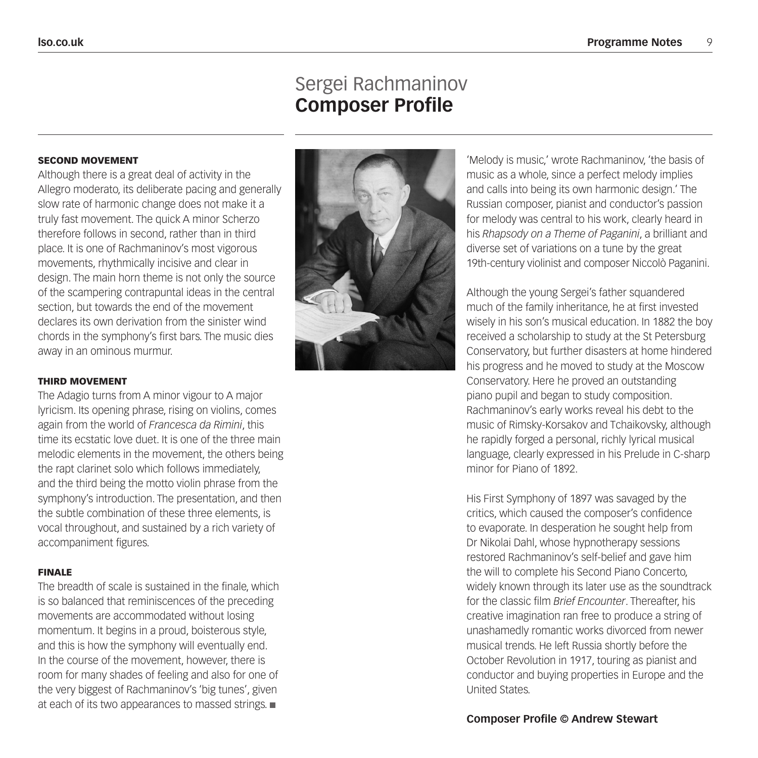### SECOND MOVEMENT

Although there is a great deal of activity in the Allegro moderato, its deliberate pacing and generally slow rate of harmonic change does not make it a truly fast movement. The quick A minor Scherzo therefore follows in second, rather than in third place. It is one of Rachmaninov's most vigorous movements, rhythmically incisive and clear in design. The main horn theme is not only the source of the scampering contrapuntal ideas in the central section, but towards the end of the movement declares its own derivation from the sinister wind chords in the symphony's first bars. The music dies away in an ominous murmur.

### THIRD MOVEMENT

The Adagio turns from A minor vigour to A major lyricism. Its opening phrase, rising on violins, comes again from the world of *Francesca da Rimini*, this time its ecstatic love duet. It is one of the three main melodic elements in the movement, the others being the rapt clarinet solo which follows immediately, and the third being the motto violin phrase from the symphony's introduction. The presentation, and then the subtle combination of these three elements, is vocal throughout, and sustained by a rich variety of accompaniment figures.

### FINALE

The breadth of scale is sustained in the finale, which is so balanced that reminiscences of the preceding movements are accommodated without losing momentum. It begins in a proud, boisterous style, and this is how the symphony will eventually end. In the course of the movement, however, there is room for many shades of feeling and also for one of the very biggest of Rachmaninov's 'big tunes', given at each of its two appearances to massed strings. ■

# Sergei Rachmaninov **Composer Profile**

'Melody is music,' wrote Rachmaninov, 'the basis of music as a whole, since a perfect melody implies and calls into being its own harmonic design.' The Russian composer, pianist and conductor's passion for melody was central to his work, clearly heard in his *Rhapsody on a Theme of Paganini*, a brilliant and diverse set of variations on a tune by the great 19th-century violinist and composer Niccolò Paganini.

Although the young Sergei's father squandered much of the family inheritance, he at first invested wisely in his son's musical education. In 1882 the boy received a scholarship to study at the St Petersburg Conservatory, but further disasters at home hindered his progress and he moved to study at the Moscow Conservatory. Here he proved an outstanding piano pupil and began to study composition. Rachmaninov's early works reveal his debt to the music of Rimsky-Korsakov and Tchaikovsky, although he rapidly forged a personal, richly lyrical musical language, clearly expressed in his Prelude in C-sharp minor for Piano of 1892.

His First Symphony of 1897 was savaged by the critics, which caused the composer's confidence to evaporate. In desperation he sought help from Dr Nikolai Dahl, whose hypnotherapy sessions restored Rachmaninov's self-belief and gave him the will to complete his Second Piano Concerto, widely known through its later use as the soundtrack for the classic film *Brief Encounter*. Thereafter, his creative imagination ran free to produce a string of unashamedly romantic works divorced from newer musical trends. He left Russia shortly before the October Revolution in 1917, touring as pianist and conductor and buying properties in Europe and the United States.

**Composer Profile © Andrew Stewart**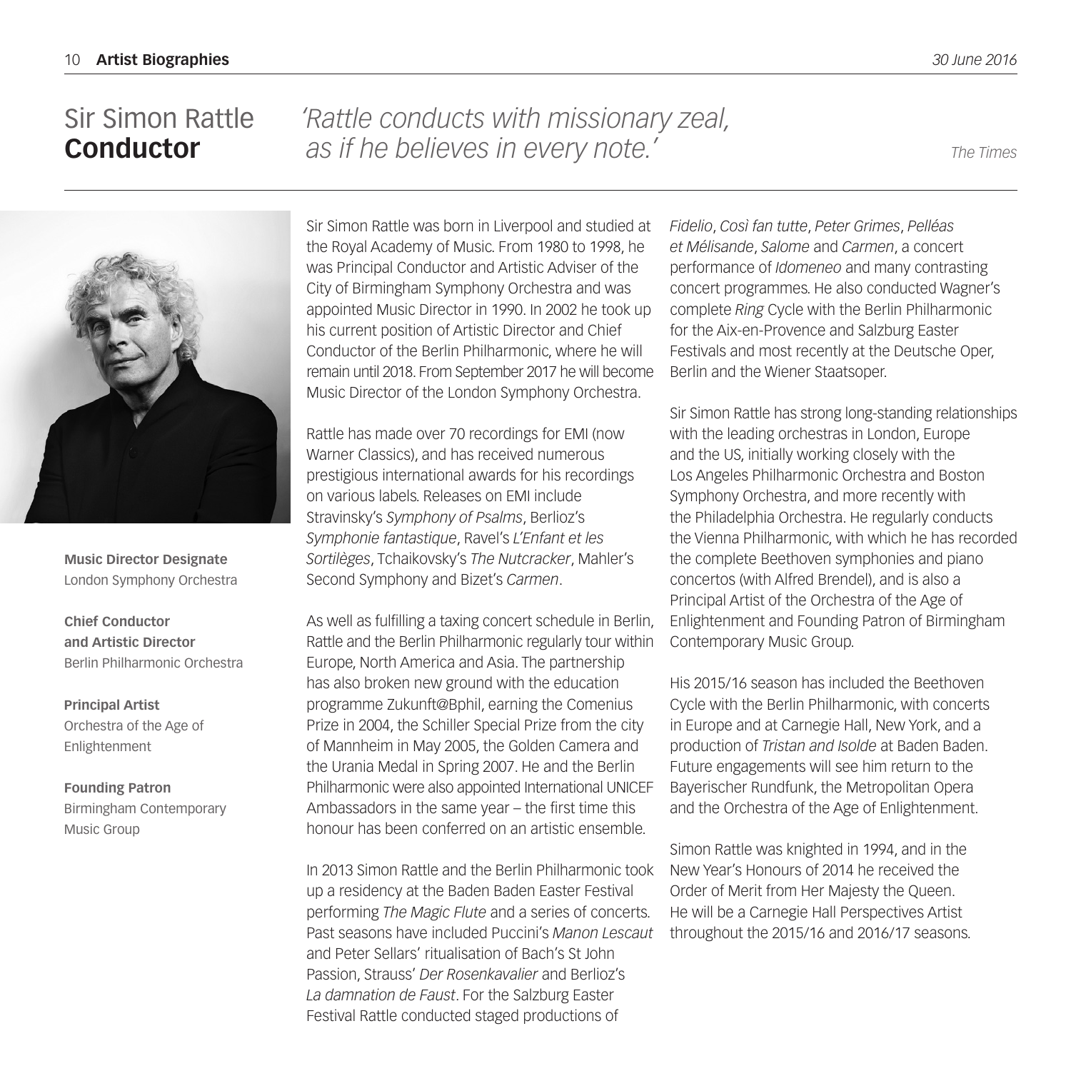# Sir Simon Rattle **Conductor**

*'Rattle conducts with missionary zeal, as if he believes in every note.'*

*The Times*

**Music Director Designate**
London Symphony Orchestra

**Chief Conductor and Artistic Director**
Berlin Philharmonic Orchestra

**Principal Artist**
Orchestra of the Age of Enlightenment

**Founding Patron**
Birmingham Contemporary Music Group

Sir Simon Rattle was born in Liverpool and studied at the Royal Academy of Music. From 1980 to 1998, he was Principal Conductor and Artistic Adviser of the City of Birmingham Symphony Orchestra and was appointed Music Director in 1990. In 2002 he took up his current position of Artistic Director and Chief Conductor of the Berlin Philharmonic, where he will remain until 2018. From September 2017 he will become Music Director of the London Symphony Orchestra.

Rattle has made over 70 recordings for EMI (now Warner Classics), and has received numerous prestigious international awards for his recordings on various labels. Releases on EMI include Stravinsky's *Symphony of Psalms*, Berlioz's *Symphonie fantastique*, Ravel's *L'Enfant et les Sortilèges*, Tchaikovsky's *The Nutcracker*, Mahler's Second Symphony and Bizet's *Carmen*.

As well as fulfilling a taxing concert schedule in Berlin, Rattle and the Berlin Philharmonic regularly tour within Europe, North America and Asia. The partnership has also broken new ground with the education programme Zukunft@Bphil, earning the Comenius Prize in 2004, the Schiller Special Prize from the city of Mannheim in May 2005, the Golden Camera and the Urania Medal in Spring 2007. He and the Berlin Philharmonic were also appointed International UNICEF Ambassadors in the same year – the first time this honour has been conferred on an artistic ensemble.

In 2013 Simon Rattle and the Berlin Philharmonic took up a residency at the Baden Baden Easter Festival performing *The Magic Flute* and a series of concerts. Past seasons have included Puccini's *Manon Lescaut* and Peter Sellars' ritualisation of Bach's St John Passion, Strauss' *Der Rosenkavalier* and Berlioz's *La damnation de Faust*. For the Salzburg Easter Festival Rattle conducted staged productions of *Fidelio*, *Così fan tutte*, *Peter Grimes*, *Pelléas et Mélisande*, *Salome* and *Carmen*, a concert performance of *Idomeneo* and many contrasting concert programmes. He also conducted Wagner's complete *Ring* Cycle with the Berlin Philharmonic for the Aix-en-Provence and Salzburg Easter Festivals and most recently at the Deutsche Oper, Berlin and the Wiener Staatsoper.

Sir Simon Rattle has strong long-standing relationships with the leading orchestras in London, Europe and the US, initially working closely with the Los Angeles Philharmonic Orchestra and Boston Symphony Orchestra, and more recently with the Philadelphia Orchestra. He regularly conducts the Vienna Philharmonic, with which he has recorded the complete Beethoven symphonies and piano concertos (with Alfred Brendel), and is also a Principal Artist of the Orchestra of the Age of Enlightenment and Founding Patron of Birmingham Contemporary Music Group.

His 2015/16 season has included the Beethoven Cycle with the Berlin Philharmonic, with concerts in Europe and at Carnegie Hall, New York, and a production of *Tristan and Isolde* at Baden Baden. Future engagements will see him return to the Bayerischer Rundfunk, the Metropolitan Opera and the Orchestra of the Age of Enlightenment.

Simon Rattle was knighted in 1994, and in the New Year's Honours of 2014 he received the Order of Merit from Her Majesty the Queen. He will be a Carnegie Hall Perspectives Artist throughout the 2015/16 and 2016/17 seasons.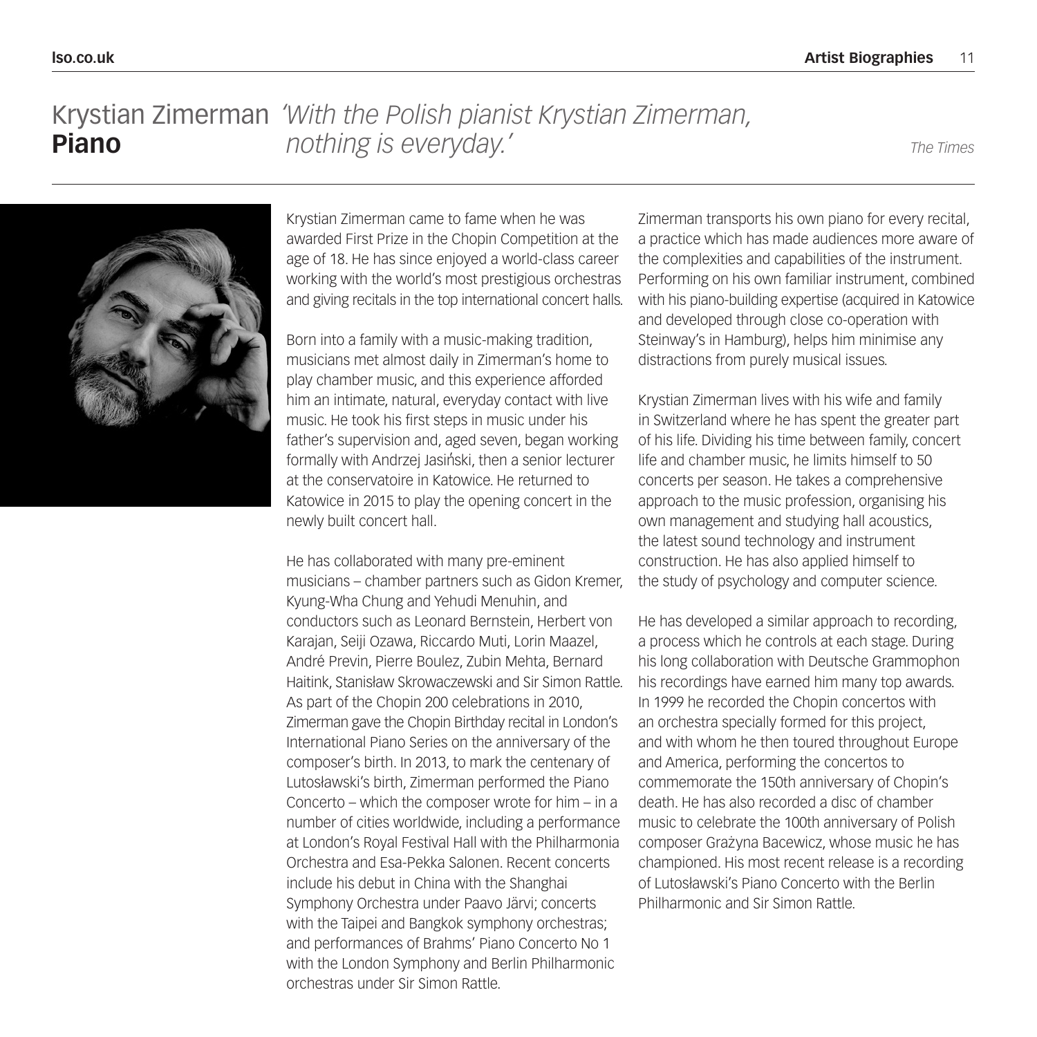# Krystian Zimerman **Piano**

*'With the Polish pianist Krystian Zimerman, nothing is everyday.'* *The Times*

Krystian Zimerman came to fame when he was awarded First Prize in the Chopin Competition at the age of 18. He has since enjoyed a world-class career working with the world's most prestigious orchestras and giving recitals in the top international concert halls.

Born into a family with a music-making tradition, musicians met almost daily in Zimerman's home to play chamber music, and this experience afforded him an intimate, natural, everyday contact with live music. He took his first steps in music under his father's supervision and, aged seven, began working formally with Andrzej Jasiński, then a senior lecturer at the conservatoire in Katowice. He returned to Katowice in 2015 to play the opening concert in the newly built concert hall.

He has collaborated with many pre-eminent musicians – chamber partners such as Gidon Kremer, Kyung-Wha Chung and Yehudi Menuhin, and conductors such as Leonard Bernstein, Herbert von Karajan, Seiji Ozawa, Riccardo Muti, Lorin Maazel, André Previn, Pierre Boulez, Zubin Mehta, Bernard Haitink, Stanisław Skrowaczewski and Sir Simon Rattle. As part of the Chopin 200 celebrations in 2010, Zimerman gave the Chopin Birthday recital in London's International Piano Series on the anniversary of the composer's birth. In 2013, to mark the centenary of Lutosławski's birth, Zimerman performed the Piano Concerto – which the composer wrote for him – in a number of cities worldwide, including a performance at London's Royal Festival Hall with the Philharmonia Orchestra and Esa-Pekka Salonen. Recent concerts include his debut in China with the Shanghai Symphony Orchestra under Paavo Järvi; concerts with the Taipei and Bangkok symphony orchestras; and performances of Brahms' Piano Concerto No 1 with the London Symphony and Berlin Philharmonic orchestras under Sir Simon Rattle.

Zimerman transports his own piano for every recital, a practice which has made audiences more aware of the complexities and capabilities of the instrument. Performing on his own familiar instrument, combined with his piano-building expertise (acquired in Katowice and developed through close co-operation with Steinway's in Hamburg), helps him minimise any distractions from purely musical issues.

Krystian Zimerman lives with his wife and family in Switzerland where he has spent the greater part of his life. Dividing his time between family, concert life and chamber music, he limits himself to 50 concerts per season. He takes a comprehensive approach to the music profession, organising his own management and studying hall acoustics, the latest sound technology and instrument construction. He has also applied himself to the study of psychology and computer science.

He has developed a similar approach to recording, a process which he controls at each stage. During his long collaboration with Deutsche Grammophon his recordings have earned him many top awards. In 1999 he recorded the Chopin concertos with an orchestra specially formed for this project, and with whom he then toured throughout Europe and America, performing the concertos to commemorate the 150th anniversary of Chopin's death. He has also recorded a disc of chamber music to celebrate the 100th anniversary of Polish composer Grażyna Bacewicz, whose music he has championed. His most recent release is a recording of Lutosławski's Piano Concerto with the Berlin Philharmonic and Sir Simon Rattle.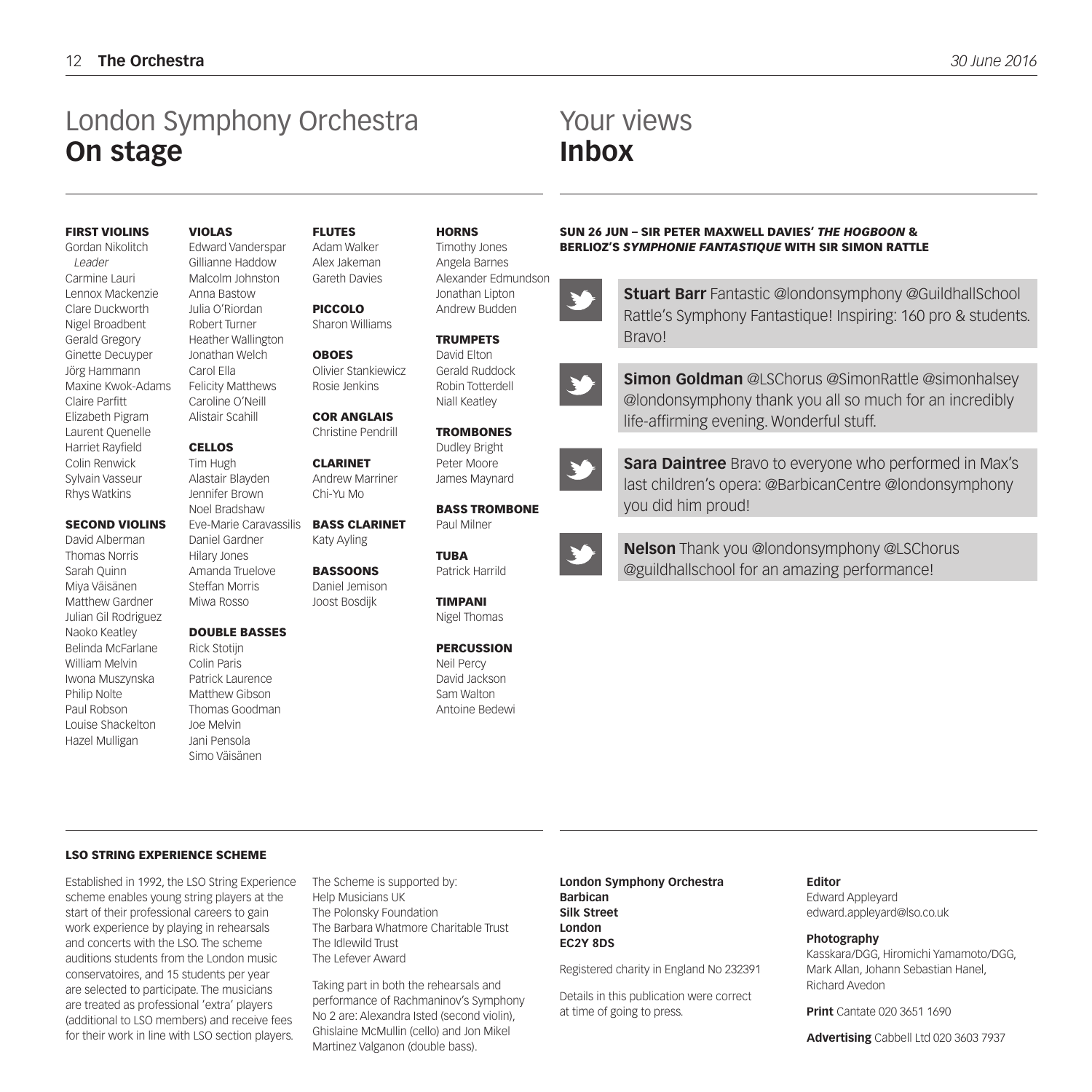# London Symphony Orchestra
## On stage

**FIRST VIOLINS**
Gordan Nikolitch
*Leader*
Carmine Lauri
Lennox Mackenzie
Clare Duckworth
Nigel Broadbent
Gerald Gregory
Ginette Decuyper
Jörg Hammann
Maxine Kwok-Adams
Claire Parfitt
Elizabeth Pigram
Laurent Quenelle
Harriet Rayfield
Colin Renwick
Sylvain Vasseur
Rhys Watkins

**SECOND VIOLINS**
David Alberman
Thomas Norris
Sarah Quinn
Miya Väisänen
Matthew Gardner
Julian Gil Rodriguez
Naoko Keatley
Belinda McFarlane
William Melvin
Iwona Muszynska
Philip Nolte
Paul Robson
Louise Shackelton
Hazel Mulligan

**VIOLAS**
Edward Vanderspar
Gillianne Haddow
Malcolm Johnston
Anna Bastow
Julia O'Riordan
Robert Turner
Heather Wallington
Jonathan Welch
Carol Ella
Felicity Matthews
Caroline O'Neill
Alistair Scahill

**CELLOS**
Tim Hugh
Alastair Blayden
Jennifer Brown
Noel Bradshaw
Eve-Marie Caravassilis
Daniel Gardner
Hilary Jones
Amanda Truelove
Steffan Morris
Miwa Rosso

**DOUBLE BASSES**
Rick Stotijn
Colin Paris
Patrick Laurence
Matthew Gibson
Thomas Goodman
Joe Melvin
Jani Pensola
Simo Väisänen

**FLUTES**
Adam Walker
Alex Jakeman
Gareth Davies

**PICCOLO**
Sharon Williams

**OBOES**
Olivier Stankiewicz
Rosie Jenkins

**COR ANGLAIS**
Christine Pendrill

**CLARINET**
Andrew Marriner
Chi-Yu Mo

**BASS CLARINET**
Katy Ayling

**BASSOONS**
Daniel Jemison
Joost Bosdijk

**HORNS**
Timothy Jones
Angela Barnes
Alexander Edmundson
Jonathan Lipton
Andrew Budden

**TRUMPETS**
David Elton
Gerald Ruddock
Robin Totterdell
Niall Keatley

**TROMBONES**
Dudley Bright
Peter Moore
James Maynard

**BASS TROMBONE**
Paul Milner

**TUBA**
Patrick Harrild

**TIMPANI**
Nigel Thomas

**PERCUSSION**
Neil Percy
David Jackson
Sam Walton
Antoine Bedewi

# Your views
## Inbox

**SUN 26 JUN – SIR PETER MAXWELL DAVIES' *THE HOGBOON* & BERLIOZ'S *SYMPHONIE FANTASTIQUE* WITH SIR SIMON RATTLE**

**Stuart Barr** Fantastic @londonsymphony @GuildhallSchool Rattle's Symphony Fantastique! Inspiring: 160 pro & students. Bravo!

**Simon Goldman** @LSChorus @SimonRattle @simonhalsey @londonsymphony thank you all so much for an incredibly life-affirming evening. Wonderful stuff.

**Sara Daintree** Bravo to everyone who performed in Max's last children's opera: @BarbicanCentre @londonsymphony you did him proud!

**Nelson** Thank you @londonsymphony @LSChorus @guildhallschool for an amazing performance!

### LSO STRING EXPERIENCE SCHEME

Established in 1992, the LSO String Experience scheme enables young string players at the start of their professional careers to gain work experience by playing in rehearsals and concerts with the LSO. The scheme auditions students from the London music conservatoires, and 15 students per year are selected to participate. The musicians are treated as professional 'extra' players (additional to LSO members) and receive fees for their work in line with LSO section players.

The Scheme is supported by:
Help Musicians UK
The Polonsky Foundation
The Barbara Whatmore Charitable Trust
The Idlewild Trust
The Lefever Award

Taking part in both the rehearsals and performance of Rachmaninov's Symphony No 2 are: Alexandra Isted (second violin), Ghislaine McMullin (cello) and Jon Mikel Martinez Valganon (double bass).

**London Symphony Orchestra**
**Barbican**
**Silk Street**
**London**
**EC2Y 8DS**

Registered charity in England No 232391

Details in this publication were correct at time of going to press.

**Editor**
Edward Appleyard
edward.appleyard@lso.co.uk

**Photography**
Kasskara/DGG, Hiromichi Yamamoto/DGG, Mark Allan, Johann Sebastian Hanel, Richard Avedon

**Print** Cantate 020 3651 1690

**Advertising** Cabbell Ltd 020 3603 7937